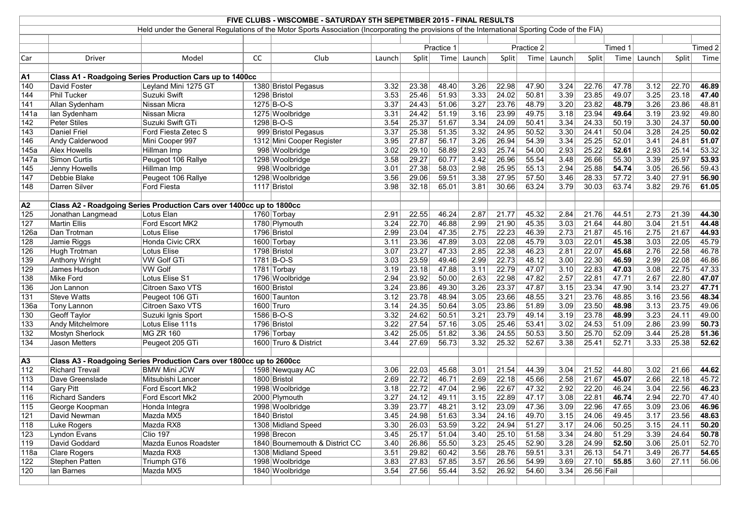# FIVE CLUBS - WISCOMBE - SATURDAY 5TH SEPETMBER 2015 - FINAL RESULTS

Held under the General Regulations of the Motor Sports Association (Incorporating the provisions of the International Sporting Code of the FIA)

| | | | | | Practice 1 | | | Practice 2 | | | Timed 1 | | | Timed 2 | | |
|---|---|---|---|---|---|---|---|---|---|---|---|---|---|---|---|---|
| Car | Driver | Model | CC | Club | Launch | Split | Time | Launch | Split | Time | Launch | Split | Time | Launch | Split | Time |
| **A1** | **Class A1 - Roadgoing Series Production Cars up to 1400cc** | | | | | | | | | | | | | | | |
| 140 | David Foster | Leyland Mini 1275 GT | 1380 | Bristol Pegasus | 3.32 | 23.38 | 48.40 | 3.26 | 22.98 | 47.90 | 3.24 | 22.76 | 47.78 | 3.12 | 22.70 | **46.89** |
| 144 | Phil Tucker | Suzuki Swift | 1298 | Bristol | 3.53 | 25.46 | 51.93 | 3.33 | 24.02 | 50.81 | 3.39 | 23.85 | 49.07 | 3.25 | 23.18 | **47.40** |
| 141 | Allan Sydenham | Nissan Micra | 1275 | B-O-S | 3.37 | 24.43 | 51.06 | 3.27 | 23.76 | 48.79 | 3.20 | 23.82 | **48.79** | 3.26 | 23.86 | 48.81 |
| 141a | Ian Sydenham | Nissan Micra | 1275 | Woolbridge | 3.31 | 24.42 | 51.19 | 3.16 | 23.99 | 49.75 | 3.18 | 23.94 | **49.64** | 3.19 | 23.92 | 49.80 |
| 142 | Peter Stiles | Suzuki Swift GTi | 1298 | B-O-S | 3.54 | 25.37 | 51.67 | 3.34 | 24.09 | 50.41 | 3.34 | 24.33 | 50.19 | 3.30 | 24.37 | **50.00** |
| 143 | Daniel Friel | Ford Fiesta Zetec S | 999 | Bristol Pegasus | 3.37 | 25.38 | 51.35 | 3.32 | 24.95 | 50.52 | 3.30 | 24.41 | 50.04 | 3.28 | 24.25 | **50.02** |
| 146 | Andy Calderwood | Mini Cooper 997 | 1312 | Mini Cooper Register | 3.95 | 27.87 | 56.17 | 3.26 | 26.94 | 54.39 | 3.34 | 25.25 | 52.01 | 3.41 | 24.81 | **51.07** |
| 145a | Alex Howells | Hillman Imp | 998 | Woolbridge | 3.02 | 29.10 | 58.89 | 2.93 | 25.74 | 54.00 | 2.93 | 25.22 | **52.61** | 2.93 | 25.14 | 53.32 |
| 147a | Simon Curtis | Peugeot 106 Rallye | 1298 | Woolbridge | 3.58 | 29.27 | 60.77 | 3.42 | 26.96 | 55.54 | 3.48 | 26.66 | 55.30 | 3.39 | 25.97 | **53.93** |
| 145 | Jenny Howells | Hillman Imp | 998 | Woolbridge | 3.01 | 27.38 | 58.03 | 2.98 | 25.95 | 55.13 | 2.94 | 25.88 | **54.74** | 3.05 | 26.56 | 59.43 |
| 147 | Debbie Blake | Peugeot 106 Rallye | 1298 | Woolbridge | 3.56 | 29.06 | 59.51 | 3.38 | 27.95 | 57.50 | 3.46 | 28.33 | 57.72 | 3.40 | 27.91 | **56.90** |
| 148 | Darren Silver | Ford Fiesta | 1117 | Bristol | 3.98 | 32.18 | 65.01 | 3.81 | 30.66 | 63.24 | 3.79 | 30.03 | 63.74 | 3.82 | 29.76 | **61.05** |
| **A2** | **Class A2 - Roadgoing Series Production Cars over 1400cc up to 1800cc** | | | | | | | | | | | | | | | |
| 125 | Jonathan Langmead | Lotus Elan | 1760 | Torbay | 2.91 | 22.55 | 46.24 | 2.87 | 21.77 | 45.32 | 2.84 | 21.76 | 44.51 | 2.73 | 21.39 | **44.30** |
| 127 | Martin Ellis | Ford Escort MK2 | 1780 | Plymouth | 3.24 | 22.70 | 46.88 | 2.99 | 21.90 | 45.35 | 3.03 | 21.64 | 44.80 | 3.04 | 21.51 | **44.48** |
| 126a | Dan Trotman | Lotus Elise | 1796 | Bristol | 2.99 | 23.04 | 47.35 | 2.75 | 22.23 | 46.39 | 2.73 | 21.87 | 45.16 | 2.75 | 21.67 | **44.93** |
| 128 | Jamie Riggs | Honda Civic CRX | 1600 | Torbay | 3.11 | 23.36 | 47.89 | 3.03 | 22.08 | 45.79 | 3.03 | 22.01 | **45.38** | 3.03 | 22.05 | 45.79 |
| 126 | Hugh Trotman | Lotus Elise | 1798 | Bristol | 3.07 | 23.27 | 47.33 | 2.85 | 22.38 | 46.23 | 2.81 | 22.07 | **45.68** | 2.76 | 22.58 | 46.78 |
| 139 | Anthony Wright | VW Golf GTi | 1781 | B-O-S | 3.03 | 23.59 | 49.46 | 2.99 | 22.73 | 48.12 | 3.00 | 22.30 | **46.59** | 2.99 | 22.08 | 46.86 |
| 129 | James Hudson | VW Golf | 1781 | Torbay | 3.19 | 23.18 | 47.88 | 3.11 | 22.79 | 47.07 | 3.10 | 22.83 | **47.03** | 3.08 | 22.75 | 47.33 |
| 138 | Mike Ford | Lotus Elise S1 | 1796 | Woolbridge | 2.94 | 23.92 | 50.00 | 2.63 | 22.98 | 47.82 | 2.57 | 22.81 | 47.71 | 2.67 | 22.80 | **47.07** |
| 136 | Jon Lannon | Citroen Saxo VTS | 1600 | Bristol | 3.24 | 23.86 | 49.30 | 3.26 | 23.37 | 47.87 | 3.15 | 23.34 | 47.90 | 3.14 | 23.27 | **47.71** |
| 131 | Steve Watts | Peugeot 106 GTi | 1600 | Taunton | 3.12 | 23.78 | 48.94 | 3.05 | 23.66 | 48.55 | 3.21 | 23.76 | 48.85 | 3.16 | 23.56 | **48.34** |
| 136a | Tony Lannon | Citroen Saxo VTS | 1600 | Truro | 3.14 | 24.35 | 50.64 | 3.05 | 23.86 | 51.89 | 3.09 | 23.50 | **48.98** | 3.13 | 23.75 | 49.06 |
| 130 | Geoff Taylor | Suzuki Ignis Sport | 1586 | B-O-S | 3.32 | 24.62 | 50.51 | 3.21 | 23.79 | 49.14 | 3.19 | 23.78 | **48.99** | 3.23 | 24.11 | 49.00 |
| 133 | Andy Mitchelmore | Lotus Elise 111s | 1796 | Bristol | 3.22 | 27.54 | 57.16 | 3.05 | 25.46 | 53.41 | 3.02 | 24.53 | 51.09 | 2.86 | 23.99 | **50.73** |
| 132 | Mostyn Sherlock | MG ZR 160 | 1796 | Torbay | 3.42 | 25.05 | 51.82 | 3.36 | 24.55 | 50.53 | 3.50 | 25.70 | 52.09 | 3.44 | 25.28 | **51.36** |
| 134 | Jason Metters | Peugeot 205 GTi | 1600 | Truro & District | 3.44 | 27.69 | 56.73 | 3.32 | 25.32 | 52.67 | 3.38 | 25.41 | 52.71 | 3.33 | 25.38 | **52.62** |
| **A3** | **Class A3 - Roadgoing Series Production Cars over 1800cc up to 2600cc** | | | | | | | | | | | | | | | |
| 112 | Richard Trevail | BMW Mini JCW | 1598 | Newquay AC | 3.06 | 22.03 | 45.68 | 3.01 | 21.54 | 44.39 | 3.04 | 21.52 | 44.80 | 3.02 | 21.66 | **44.62** |
| 113 | Dave Greenslade | Mitsubishi Lancer | 1800 | Bristol | 2.69 | 22.72 | 46.71 | 2.69 | 22.18 | 45.66 | 2.58 | 21.67 | **45.07** | 2.66 | 22.18 | 45.72 |
| 114 | Gary Pitt | Ford Escort Mk2 | 1998 | Woolbridge | 3.18 | 22.72 | 47.04 | 2.96 | 22.67 | 47.32 | 2.92 | 22.20 | 46.24 | 3.04 | 22.56 | **46.23** |
| 116 | Richard Sanders | Ford Escort Mk2 | 2000 | Plymouth | 3.27 | 24.12 | 49.11 | 3.15 | 22.89 | 47.17 | 3.08 | 22.81 | **46.74** | 2.94 | 22.70 | 47.40 |
| 115 | George Koopman | Honda Integra | 1998 | Woolbridge | 3.39 | 23.77 | 48.21 | 3.12 | 23.09 | 47.36 | 3.09 | 22.96 | 47.65 | 3.09 | 23.06 | **46.96** |
| 121 | David Newman | Mazda MX5 | 1840 | Bristol | 3.45 | 24.98 | 51.63 | 3.34 | 24.16 | 49.70 | 3.15 | 24.06 | 49.45 | 3.17 | 23.56 | **48.63** |
| 118 | Luke Rogers | Mazda RX8 | 1308 | Midland Speed | 3.30 | 26.03 | 53.59 | 3.22 | 24.94 | 51.27 | 3.17 | 24.06 | 50.25 | 3.15 | 24.11 | **50.20** |
| 123 | Lyndon Evans | Clio 197 | 1998 | Brecon | 3.45 | 25.17 | 51.04 | 3.40 | 25.10 | 51.58 | 3.34 | 24.80 | 51.29 | 3.39 | 24.64 | **50.78** |
| 119 | David Goddard | Mazda Eunos Roadster | 1840 | Bournemouth & District CC | 3.40 | 26.86 | 55.50 | 3.23 | 25.45 | 52.90 | 3.28 | 24.99 | **52.50** | 3.06 | 25.01 | 52.70 |
| 118a | Clare Rogers | Mazda RX8 | 1308 | Midland Speed | 3.51 | 29.82 | 60.42 | 3.56 | 28.76 | 59.51 | 3.31 | 26.13 | 54.71 | 3.49 | 26.77 | **54.65** |
| 122 | Stephen Patten | Triumph GT6 | 1998 | Woolbridge | 3.83 | 27.83 | 57.85 | 3.57 | 26.56 | 54.99 | 3.69 | 27.10 | **55.85** | 3.60 | 27.11 | 56.06 |
| 120 | Ian Barnes | Mazda MX5 | 1840 | Woolbridge | 3.54 | 27.56 | 55.44 | 3.52 | 26.92 | 54.60 | 3.34 | 26.56 | Fail | | | |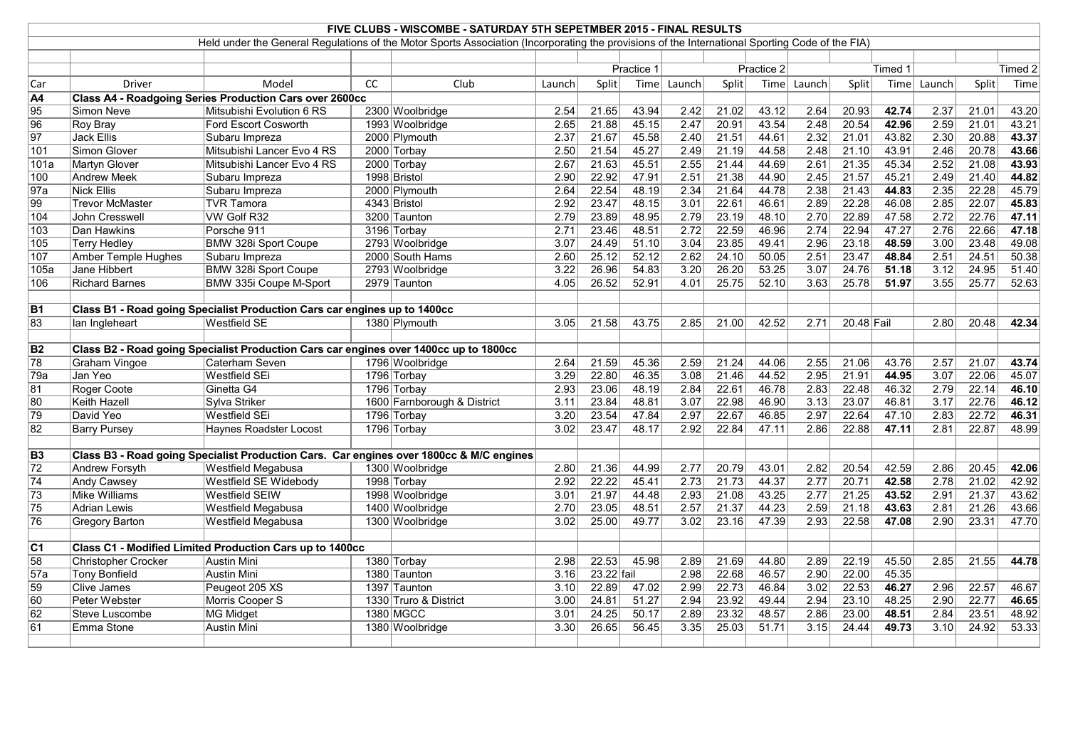# FIVE CLUBS - WISCOMBE - SATURDAY 5TH SEPETMBER 2015 - FINAL RESULTS

Held under the General Regulations of the Motor Sports Association (Incorporating the provisions of the International Sporting Code of the FIA)

| | | | | | | Practice 1 | | | Practice 2 | | | Timed 1 | | | Timed 2 |
|---|---|---|---|---|---|---|---|---|---|---|---|---|---|---|---|---|
| Car | Driver | Model | CC | Club | Launch | Split | Time | Launch | Split | Time | Launch | Split | Time | Launch | Split | Time |
| **A4** | **Class A4 - Roadgoing Series Production Cars over 2600cc** | | | | | | | | | | | | | | | |
| 95 | Simon Neve | Mitsubishi Evolution 6 RS | 2300 | Woolbridge | 2.54 | 21.65 | 43.94 | 2.42 | 21.02 | 43.12 | 2.64 | 20.93 | **42.74** | 2.37 | 21.01 | 43.20 |
| 96 | Roy Bray | Ford Escort Cosworth | 1993 | Woolbridge | 2.65 | 21.88 | 45.15 | 2.47 | 20.91 | 43.54 | 2.48 | 20.54 | **42.96** | 2.59 | 21.01 | 43.21 |
| 97 | Jack Ellis | Subaru Impreza | 2000 | Plymouth | 2.37 | 21.67 | 45.58 | 2.40 | 21.51 | 44.61 | 2.32 | 21.01 | 43.82 | 2.30 | 20.88 | **43.37** |
| 101 | Simon Glover | Mitsubishi Lancer Evo 4 RS | 2000 | Torbay | 2.50 | 21.54 | 45.27 | 2.49 | 21.19 | 44.58 | 2.48 | 21.10 | 43.91 | 2.46 | 20.78 | **43.66** |
| 101a | Martyn Glover | Mitsubishi Lancer Evo 4 RS | 2000 | Torbay | 2.67 | 21.63 | 45.51 | 2.55 | 21.44 | 44.69 | 2.61 | 21.35 | 45.34 | 2.52 | 21.08 | **43.93** |
| 100 | Andrew Meek | Subaru Impreza | 1998 | Bristol | 2.90 | 22.92 | 47.91 | 2.51 | 21.38 | 44.90 | 2.45 | 21.57 | 45.21 | 2.49 | 21.40 | **44.82** |
| 97a | Nick Ellis | Subaru Impreza | 2000 | Plymouth | 2.64 | 22.54 | 48.19 | 2.34 | 21.64 | 44.78 | 2.38 | 21.43 | **44.83** | 2.35 | 22.28 | 45.79 |
| 99 | Trevor McMaster | TVR Tamora | 4343 | Bristol | 2.92 | 23.47 | 48.15 | 3.01 | 22.61 | 46.61 | 2.89 | 22.28 | 46.08 | 2.85 | 22.07 | **45.83** |
| 104 | John Cresswell | VW Golf R32 | 3200 | Taunton | 2.79 | 23.89 | 48.95 | 2.79 | 23.19 | 48.10 | 2.70 | 22.89 | 47.58 | 2.72 | 22.76 | **47.11** |
| 103 | Dan Hawkins | Porsche 911 | 3196 | Torbay | 2.71 | 23.46 | 48.51 | 2.72 | 22.59 | 46.96 | 2.74 | 22.94 | 47.27 | 2.76 | 22.66 | **47.18** |
| 105 | Terry Hedley | BMW 328i Sport Coupe | 2793 | Woolbridge | 3.07 | 24.49 | 51.10 | 3.04 | 23.85 | 49.41 | 2.96 | 23.18 | **48.59** | 3.00 | 23.48 | 49.08 |
| 107 | Amber Temple Hughes | Subaru Impreza | 2000 | South Hams | 2.60 | 25.12 | 52.12 | 2.62 | 24.10 | 50.05 | 2.51 | 23.47 | **48.84** | 2.51 | 24.51 | 50.38 |
| 105a | Jane Hibbert | BMW 328i Sport Coupe | 2793 | Woolbridge | 3.22 | 26.96 | 54.83 | 3.20 | 26.20 | 53.25 | 3.07 | 24.76 | **51.18** | 3.12 | 24.95 | 51.40 |
| 106 | Richard Barnes | BMW 335i Coupe M-Sport | 2979 | Taunton | 4.05 | 26.52 | 52.91 | 4.01 | 25.75 | 52.10 | 3.63 | 25.78 | **51.97** | 3.55 | 25.77 | 52.63 |
| **B1** | **Class B1 - Road going Specialist Production Cars car engines up to 1400cc** | | | | | | | | | | | | | | | |
| 83 | Ian Ingleheart | Westfield SE | 1380 | Plymouth | 3.05 | 21.58 | 43.75 | 2.85 | 21.00 | 42.52 | 2.71 | 20.48 | Fail | 2.80 | 20.48 | **42.34** |
| **B2** | **Class B2 - Road going Specialist Production Cars car engines over 1400cc up to 1800cc** | | | | | | | | | | | | | | | |
| 78 | Graham Vingoe | Caterham Seven | 1796 | Woolbridge | 2.64 | 21.59 | 45.36 | 2.59 | 21.24 | 44.06 | 2.55 | 21.06 | 43.76 | 2.57 | 21.07 | **43.74** |
| 79a | Jan Yeo | Westfield SEi | 1796 | Torbay | 3.29 | 22.80 | 46.35 | 3.08 | 21.46 | 44.52 | 2.95 | 21.91 | **44.95** | 3.07 | 22.06 | 45.07 |
| 81 | Roger Coote | Ginetta G4 | 1796 | Torbay | 2.93 | 23.06 | 48.19 | 2.84 | 22.61 | 46.78 | 2.83 | 22.48 | 46.32 | 2.79 | 22.14 | **46.10** |
| 80 | Keith Hazell | Sylva Striker | 1600 | Farnborough & District | 3.11 | 23.84 | 48.81 | 3.07 | 22.98 | 46.90 | 3.13 | 23.07 | 46.81 | 3.17 | 22.76 | **46.12** |
| 79 | David Yeo | Westfield SEi | 1796 | Torbay | 3.20 | 23.54 | 47.84 | 2.97 | 22.67 | 46.85 | 2.97 | 22.64 | 47.10 | 2.83 | 22.72 | **46.31** |
| 82 | Barry Pursey | Haynes Roadster Locost | 1796 | Torbay | 3.02 | 23.47 | 48.17 | 2.92 | 22.84 | 47.11 | 2.86 | 22.88 | **47.11** | 2.81 | 22.87 | 48.99 |
| **B3** | **Class B3 - Road going Specialist Production Cars. Car engines over 1800cc & M/C engines** | | | | | | | | | | | | | | | |
| 72 | Andrew Forsyth | Westfield Megabusa | 1300 | Woolbridge | 2.80 | 21.36 | 44.99 | 2.77 | 20.79 | 43.01 | 2.82 | 20.54 | 42.59 | 2.86 | 20.45 | **42.06** |
| 74 | Andy Cawsey | Westfield SE Widebody | 1998 | Torbay | 2.92 | 22.22 | 45.41 | 2.73 | 21.73 | 44.37 | 2.77 | 20.71 | **42.58** | 2.78 | 21.02 | 42.92 |
| 73 | Mike Williams | Westfield SEIW | 1998 | Woolbridge | 3.01 | 21.97 | 44.48 | 2.93 | 21.08 | 43.25 | 2.77 | 21.25 | **43.52** | 2.91 | 21.37 | 43.62 |
| 75 | Adrian Lewis | Westfield Megabusa | 1400 | Woolbridge | 2.70 | 23.05 | 48.51 | 2.57 | 21.37 | 44.23 | 2.59 | 21.18 | **43.63** | 2.81 | 21.26 | 43.66 |
| 76 | Gregory Barton | Westfield Megabusa | 1300 | Woolbridge | 3.02 | 25.00 | 49.77 | 3.02 | 23.16 | 47.39 | 2.93 | 22.58 | **47.08** | 2.90 | 23.31 | 47.70 |
| **C1** | **Class C1 - Modified Limited Production Cars up to 1400cc** | | | | | | | | | | | | | | | |
| 58 | Christopher Crocker | Austin Mini | 1380 | Torbay | 2.98 | 22.53 | 45.98 | 2.89 | 21.69 | 44.80 | 2.89 | 22.19 | 45.50 | 2.85 | 21.55 | **44.78** |
| 57a | Tony Bonfield | Austin Mini | 1380 | Taunton | 3.16 | 23.22 | fail | 2.98 | 22.68 | 46.57 | 2.90 | 22.00 | 45.35 | | | |
| 59 | Clive James | Peugeot 205 XS | 1397 | Taunton | 3.10 | 22.89 | 47.02 | 2.99 | 22.73 | 46.84 | 3.02 | 22.53 | **46.27** | 2.96 | 22.57 | 46.67 |
| 60 | Peter Webster | Morris Cooper S | 1330 | Truro & District | 3.00 | 24.81 | 51.27 | 2.94 | 23.92 | 49.44 | 2.94 | 23.10 | 48.25 | 2.90 | 22.77 | **46.65** |
| 62 | Steve Luscombe | MG Midget | 1380 | MGCC | 3.01 | 24.25 | 50.17 | 2.89 | 23.32 | 48.57 | 2.86 | 23.00 | **48.51** | 2.84 | 23.51 | 48.92 |
| 61 | Emma Stone | Austin Mini | 1380 | Woolbridge | 3.30 | 26.65 | 56.45 | 3.35 | 25.03 | 51.71 | 3.15 | 24.44 | **49.73** | 3.10 | 24.92 | 53.33 |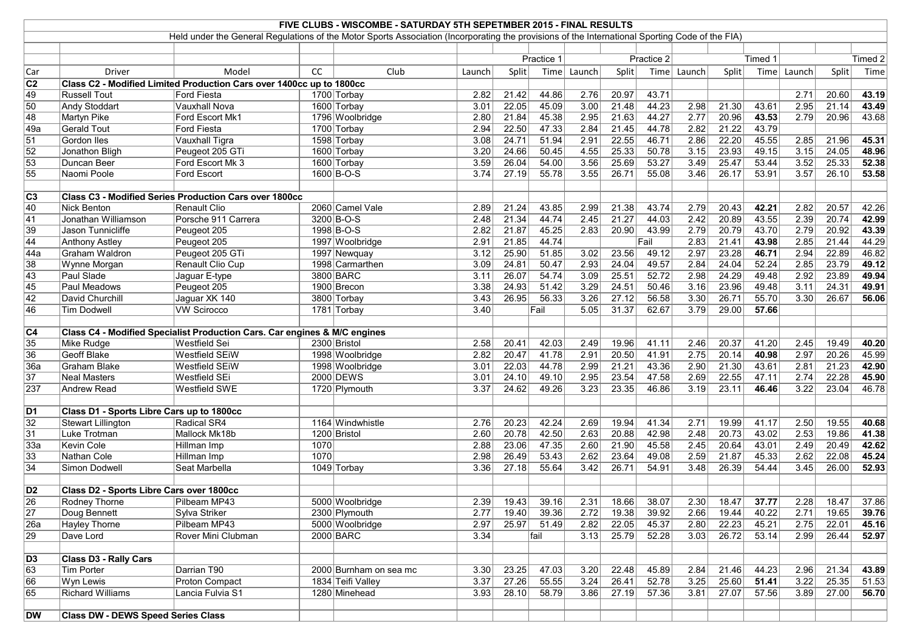# FIVE CLUBS - WISCOMBE - SATURDAY 5TH SEPETMBER 2015 - FINAL RESULTS

Held under the General Regulations of the Motor Sports Association (Incorporating the provisions of the International Sporting Code of the FIA)

| | | | | | | | Practice 1 | | | Practice 2 | | | Timed 1 | | | Timed 2 |
|---|---|---|---|---|---|---|---|---|---|---|---|---|---|---|---|---|
| Car | Driver | Model | CC | Club | Launch | Split | Time | Launch | Split | Time | Launch | Split | Time | Launch | Split | Time |
| **C2** | **Class C2 - Modified Limited Production Cars over 1400cc up to 1800cc** | | | | | | | | | | | | | | | |
| 49 | Russell Tout | Ford Fiesta | 1700 | Torbay | 2.82 | 21.42 | 44.86 | 2.76 | 20.97 | 43.71 | | | | 2.71 | 20.60 | **43.19** |
| 50 | Andy Stoddart | Vauxhall Nova | 1600 | Torbay | 3.01 | 22.05 | 45.09 | 3.00 | 21.48 | 44.23 | 2.98 | 21.30 | 43.61 | 2.95 | 21.14 | **43.49** |
| 48 | Martyn Pike | Ford Escort Mk1 | 1796 | Woolbridge | 2.80 | 21.84 | 45.38 | 2.95 | 21.63 | 44.27 | 2.77 | 20.96 | **43.53** | 2.79 | 20.96 | 43.68 |
| 49a | Gerald Tout | Ford Fiesta | 1700 | Torbay | 2.94 | 22.50 | 47.33 | 2.84 | 21.45 | 44.78 | 2.82 | 21.22 | 43.79 | | | |
| 51 | Gordon Iles | Vauxhall Tigra | 1598 | Torbay | 3.08 | 24.71 | 51.94 | 2.91 | 22.55 | 46.71 | 2.86 | 22.20 | 45.55 | 2.85 | 21.96 | **45.31** |
| 52 | Jonathon Bligh | Peugeot 205 GTi | 1600 | Torbay | 3.20 | 24.66 | 50.45 | 4.55 | 25.33 | 50.78 | 3.15 | 23.93 | 49.15 | 3.15 | 24.05 | **48.96** |
| 53 | Duncan Beer | Ford Escort Mk 3 | 1600 | Torbay | 3.59 | 26.04 | 54.00 | 3.56 | 25.69 | 53.27 | 3.49 | 25.47 | 53.44 | 3.52 | 25.33 | **52.38** |
| 55 | Naomi Poole | Ford Escort | 1600 | B-O-S | 3.74 | 27.19 | 55.78 | 3.55 | 26.71 | 55.08 | 3.46 | 26.17 | 53.91 | 3.57 | 26.10 | **53.58** |
| | | | | | | | | | | | | | | | | |
| **C3** | **Class C3 - Modified Series Production Cars over 1800cc** | | | | | | | | | | | | | | | |
| 40 | Nick Benton | Renault Clio | 2060 | Camel Vale | 2.89 | 21.24 | 43.85 | 2.99 | 21.38 | 43.74 | 2.79 | 20.43 | **42.21** | 2.82 | 20.57 | 42.26 |
| 41 | Jonathan Williamson | Porsche 911 Carrera | 3200 | B-O-S | 2.48 | 21.34 | 44.74 | 2.45 | 21.27 | 44.03 | 2.42 | 20.89 | 43.55 | 2.39 | 20.74 | **42.99** |
| 39 | Jason Tunnicliffe | Peugeot 205 | 1998 | B-O-S | 2.82 | 21.87 | 45.25 | 2.83 | 20.90 | 43.99 | 2.79 | 20.79 | 43.70 | 2.79 | 20.92 | **43.39** |
| 44 | Anthony Astley | Peugeot 205 | 1997 | Woolbridge | 2.91 | 21.85 | 44.74 | | | Fail | 2.83 | 21.41 | **43.98** | 2.85 | 21.44 | 44.29 |
| 44a | Graham Waldron | Peugeot 205 GTi | 1997 | Newquay | 3.12 | 25.90 | 51.85 | 3.02 | 23.56 | 49.12 | 2.97 | 23.28 | **46.71** | 2.94 | 22.89 | 46.82 |
| 38 | Wynne Morgan | Renault Clio Cup | 1998 | Carmarthen | 3.09 | 24.81 | 50.47 | 2.93 | 24.04 | 49.57 | 2.84 | 24.04 | 52.24 | 2.85 | 23.79 | **49.12** |
| 43 | Paul Slade | Jaguar E-type | 3800 | BARC | 3.11 | 26.07 | 54.74 | 3.09 | 25.51 | 52.72 | 2.98 | 24.29 | 49.48 | 2.92 | 23.89 | **49.94** |
| 45 | Paul Meadows | Peugeot 205 | 1900 | Brecon | 3.38 | 24.93 | 51.42 | 3.29 | 24.51 | 50.46 | 3.16 | 23.96 | 49.48 | 3.11 | 24.31 | **49.91** |
| 42 | David Churchill | Jaguar XK 140 | 3800 | Torbay | 3.43 | 26.95 | 56.33 | 3.26 | 27.12 | 56.58 | 3.30 | 26.71 | 55.70 | 3.30 | 26.67 | **56.06** |
| 46 | Tim Dodwell | VW Scirocco | 1781 | Torbay | 3.40 | | Fail | 5.05 | 31.37 | 62.67 | 3.79 | 29.00 | **57.66** | | | |
| | | | | | | | | | | | | | | | | |
| **C4** | **Class C4 - Modified Specialist Production Cars. Car engines & M/C engines** | | | | | | | | | | | | | | | |
| 35 | Mike Rudge | Westfield Sei | 2300 | Bristol | 2.58 | 20.41 | 42.03 | 2.49 | 19.96 | 41.11 | 2.46 | 20.37 | 41.20 | 2.45 | 19.49 | **40.20** |
| 36 | Geoff Blake | Westfield SEiW | 1998 | Woolbridge | 2.82 | 20.47 | 41.78 | 2.91 | 20.50 | 41.91 | 2.75 | 20.14 | **40.98** | 2.97 | 20.26 | 45.99 |
| 36a | Graham Blake | Westfield SEiW | 1998 | Woolbridge | 3.01 | 22.03 | 44.78 | 2.99 | 21.21 | 43.36 | 2.90 | 21.30 | 43.61 | 2.81 | 21.23 | **42.90** |
| 37 | Neal Masters | Westfield SEi | 2000 | DEWS | 3.01 | 24.10 | 49.10 | 2.95 | 23.54 | 47.58 | 2.69 | 22.55 | 47.11 | 2.74 | 22.28 | **45.90** |
| 237 | Andrew Read | Westfield SWE | 1720 | Plymouth | 3.37 | 24.62 | 49.26 | 3.23 | 23.35 | 46.86 | 3.19 | 23.11 | **46.46** | 3.22 | 23.04 | 46.78 |
| | | | | | | | | | | | | | | | | |
| **D1** | **Class D1 - Sports Libre Cars up to 1800cc** | | | | | | | | | | | | | | | |
| 32 | Stewart Lillington | Radical SR4 | 1164 | Windwhistle | 2.76 | 20.23 | 42.24 | 2.69 | 19.94 | 41.34 | 2.71 | 19.99 | 41.17 | 2.50 | 19.55 | **40.68** |
| 31 | Luke Trotman | Mallock Mk18b | 1200 | Bristol | 2.60 | 20.78 | 42.50 | 2.63 | 20.88 | 42.98 | 2.48 | 20.73 | 43.02 | 2.53 | 19.86 | **41.38** |
| 33a | Kevin Cole | Hillman Imp | 1070 | | 2.88 | 23.06 | 47.35 | 2.60 | 21.90 | 45.58 | 2.45 | 20.64 | 43.01 | 2.49 | 20.49 | **42.62** |
| 33 | Nathan Cole | Hillman Imp | 1070 | | 2.98 | 26.49 | 53.43 | 2.62 | 23.64 | 49.08 | 2.59 | 21.87 | 45.33 | 2.62 | 22.08 | **45.24** |
| 34 | Simon Dodwell | Seat Marbella | 1049 | Torbay | 3.36 | 27.18 | 55.64 | 3.42 | 26.71 | 54.91 | 3.48 | 26.39 | 54.44 | 3.45 | 26.00 | **52.93** |
| | | | | | | | | | | | | | | | | |
| **D2** | **Class D2 - Sports Libre Cars over 1800cc** | | | | | | | | | | | | | | | |
| 26 | Rodney Thorne | Pilbeam MP43 | 5000 | Woolbridge | 2.39 | 19.43 | 39.16 | 2.31 | 18.66 | 38.07 | 2.30 | 18.47 | **37.77** | 2.28 | 18.47 | 37.86 |
| 27 | Doug Bennett | Sylva Striker | 2300 | Plymouth | 2.77 | 19.40 | 39.36 | 2.72 | 19.38 | 39.92 | 2.66 | 19.44 | 40.22 | 2.71 | 19.65 | **39.76** |
| 26a | Hayley Thorne | Pilbeam MP43 | 5000 | Woolbridge | 2.97 | 25.97 | 51.49 | 2.82 | 22.05 | 45.37 | 2.80 | 22.23 | 45.21 | 2.75 | 22.01 | **45.16** |
| 29 | Dave Lord | Rover Mini Clubman | 2000 | BARC | 3.34 | | fail | 3.13 | 25.79 | 52.28 | 3.03 | 26.72 | 53.14 | 2.99 | 26.44 | **52.97** |
| | | | | | | | | | | | | | | | | |
| **D3** | **Class D3 - Rally Cars** | | | | | | | | | | | | | | | |
| 63 | Tim Porter | Darrian T90 | 2000 | Burnham on sea mc | 3.30 | 23.25 | 47.03 | 3.20 | 22.48 | 45.89 | 2.84 | 21.46 | 44.23 | 2.96 | 21.34 | **43.89** |
| 66 | Wyn Lewis | Proton Compact | 1834 | Teifi Valley | 3.37 | 27.26 | 55.55 | 3.24 | 26.41 | 52.78 | 3.25 | 25.60 | **51.41** | 3.22 | 25.35 | 51.53 |
| 65 | Richard Williams | Lancia Fulvia S1 | 1280 | Minehead | 3.93 | 28.10 | 58.79 | 3.86 | 27.19 | 57.36 | 3.81 | 27.07 | 57.56 | 3.89 | 27.00 | **56.70** |
| | | | | | | | | | | | | | | | | |
| **DW** | **Class DW - DEWS Speed Series Class** | | | | | | | | | | | | | | | |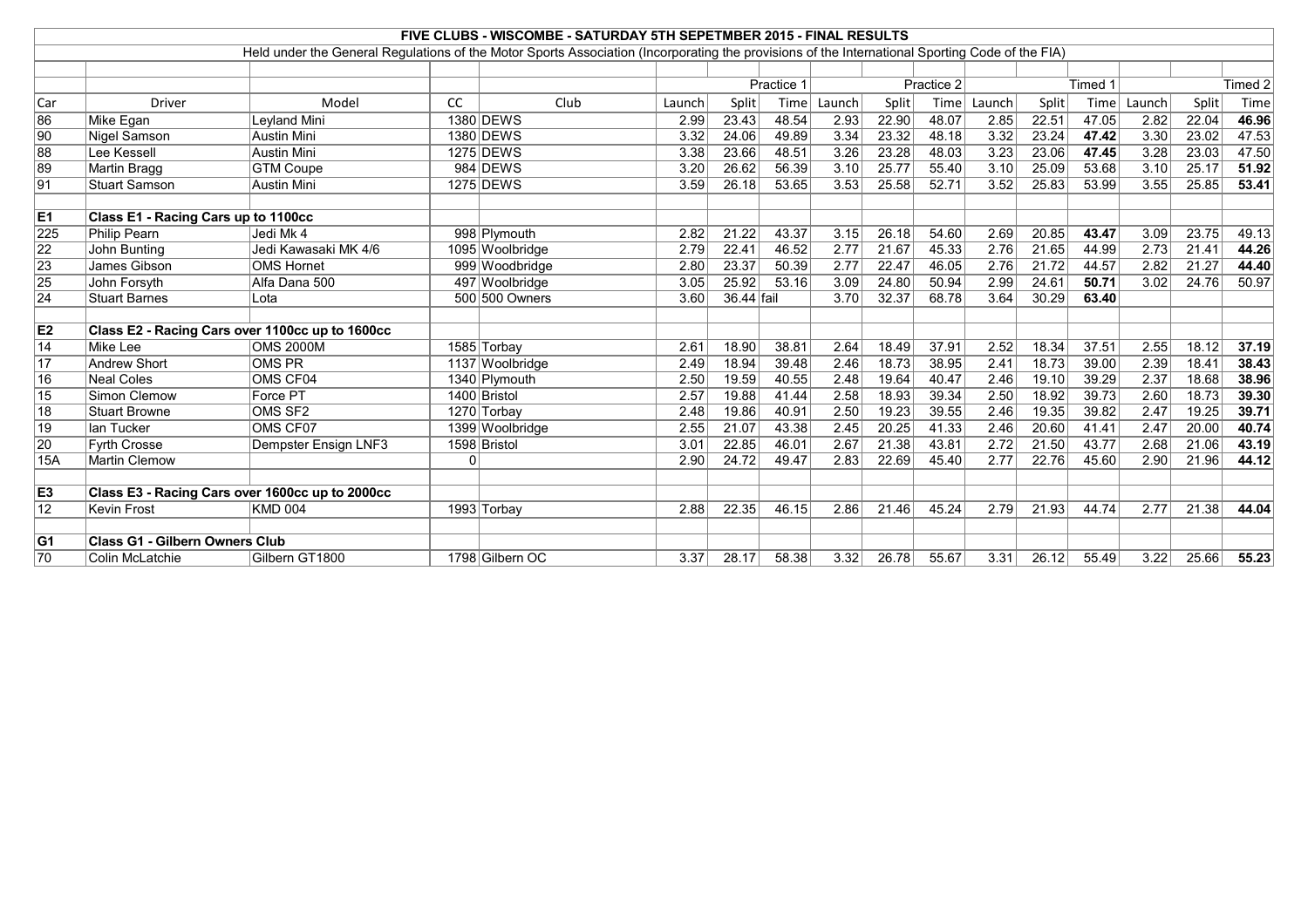**FIVE CLUBS - WISCOMBE - SATURDAY 5TH SEPETMBER 2015 - FINAL RESULTS**

Held under the General Regulations of the Motor Sports Association (Incorporating the provisions of the International Sporting Code of the FIA)

| | | | | | | | Practice 1 | | | Practice 2 | | | Timed 1 | | | Timed 2 |
|---|---|---|---|---|---|---|---|---|---|---|---|---|---|---|---|---|
| Car | Driver | Model | CC | Club | Launch | Split | Time | Launch | Split | Time | Launch | Split | Time | Launch | Split | Time |
| 86 | Mike Egan | Leyland Mini | 1380 | DEWS | 2.99 | 23.43 | 48.54 | 2.93 | 22.90 | 48.07 | 2.85 | 22.51 | 47.05 | 2.82 | 22.04 | **46.96** |
| 90 | Nigel Samson | Austin Mini | 1380 | DEWS | 3.32 | 24.06 | 49.89 | 3.34 | 23.32 | 48.18 | 3.32 | 23.24 | **47.42** | 3.30 | 23.02 | 47.53 |
| 88 | Lee Kessell | Austin Mini | 1275 | DEWS | 3.38 | 23.66 | 48.51 | 3.26 | 23.28 | 48.03 | 3.23 | 23.06 | **47.45** | 3.28 | 23.03 | 47.50 |
| 89 | Martin Bragg | GTM Coupe | 984 | DEWS | 3.20 | 26.62 | 56.39 | 3.10 | 25.77 | 55.40 | 3.10 | 25.09 | 53.68 | 3.10 | 25.17 | **51.92** |
| 91 | Stuart Samson | Austin Mini | 1275 | DEWS | 3.59 | 26.18 | 53.65 | 3.53 | 25.58 | 52.71 | 3.52 | 25.83 | 53.99 | 3.55 | 25.85 | **53.41** |
| | | | | | | | | | | | | | | | | |
| **E1** | **Class E1 - Racing Cars up to 1100cc** | | | | | | | | | | | | | | | |
| 225 | Philip Pearn | Jedi Mk 4 | 998 | Plymouth | 2.82 | 21.22 | 43.37 | 3.15 | 26.18 | 54.60 | 2.69 | 20.85 | **43.47** | 3.09 | 23.75 | 49.13 |
| 22 | John Bunting | Jedi Kawasaki MK 4/6 | 1095 | Woolbridge | 2.79 | 22.41 | 46.52 | 2.77 | 21.67 | 45.33 | 2.76 | 21.65 | 44.99 | 2.73 | 21.41 | **44.26** |
| 23 | James Gibson | OMS Hornet | 999 | Woodbridge | 2.80 | 23.37 | 50.39 | 2.77 | 22.47 | 46.05 | 2.76 | 21.72 | 44.57 | 2.82 | 21.27 | **44.40** |
| 25 | John Forsyth | Alfa Dana 500 | 497 | Woolbridge | 3.05 | 25.92 | 53.16 | 3.09 | 24.80 | 50.94 | 2.99 | 24.61 | **50.71** | 3.02 | 24.76 | 50.97 |
| 24 | Stuart Barnes | Lota | 500 | 500 Owners | 3.60 | 36.44 | fail | 3.70 | 32.37 | 68.78 | 3.64 | 30.29 | **63.40** | | | |
| | | | | | | | | | | | | | | | | |
| **E2** | **Class E2 - Racing Cars over 1100cc up to 1600cc** | | | | | | | | | | | | | | | |
| 14 | Mike Lee | OMS 2000M | 1585 | Torbay | 2.61 | 18.90 | 38.81 | 2.64 | 18.49 | 37.91 | 2.52 | 18.34 | 37.51 | 2.55 | 18.12 | **37.19** |
| 17 | Andrew Short | OMS PR | 1137 | Woolbridge | 2.49 | 18.94 | 39.48 | 2.46 | 18.73 | 38.95 | 2.41 | 18.73 | 39.00 | 2.39 | 18.41 | **38.43** |
| 16 | Neal Coles | OMS CF04 | 1340 | Plymouth | 2.50 | 19.59 | 40.55 | 2.48 | 19.64 | 40.47 | 2.46 | 19.10 | 39.29 | 2.37 | 18.68 | **38.96** |
| 15 | Simon Clemow | Force PT | 1400 | Bristol | 2.57 | 19.88 | 41.44 | 2.58 | 18.93 | 39.34 | 2.50 | 18.92 | 39.73 | 2.60 | 18.73 | **39.30** |
| 18 | Stuart Browne | OMS SF2 | 1270 | Torbay | 2.48 | 19.86 | 40.91 | 2.50 | 19.23 | 39.55 | 2.46 | 19.35 | 39.82 | 2.47 | 19.25 | **39.71** |
| 19 | Ian Tucker | OMS CF07 | 1399 | Woolbridge | 2.55 | 21.07 | 43.38 | 2.45 | 20.25 | 41.33 | 2.46 | 20.60 | 41.41 | 2.47 | 20.00 | **40.74** |
| 20 | Fyrth Crosse | Dempster Ensign LNF3 | 1598 | Bristol | 3.01 | 22.85 | 46.01 | 2.67 | 21.38 | 43.81 | 2.72 | 21.50 | 43.77 | 2.68 | 21.06 | **43.19** |
| 15A | Martin Clemow | | 0 | | 2.90 | 24.72 | 49.47 | 2.83 | 22.69 | 45.40 | 2.77 | 22.76 | 45.60 | 2.90 | 21.96 | **44.12** |
| | | | | | | | | | | | | | | | | |
| **E3** | **Class E3 - Racing Cars over 1600cc up to 2000cc** | | | | | | | | | | | | | | | |
| 12 | Kevin Frost | KMD 004 | 1993 | Torbay | 2.88 | 22.35 | 46.15 | 2.86 | 21.46 | 45.24 | 2.79 | 21.93 | 44.74 | 2.77 | 21.38 | **44.04** |
| | | | | | | | | | | | | | | | | |
| **G1** | **Class G1 - Gilbern Owners Club** | | | | | | | | | | | | | | | |
| 70 | Colin McLatchie | Gilbern GT1800 | 1798 | Gilbern OC | 3.37 | 28.17 | 58.38 | 3.32 | 26.78 | 55.67 | 3.31 | 26.12 | 55.49 | 3.22 | 25.66 | **55.23** |